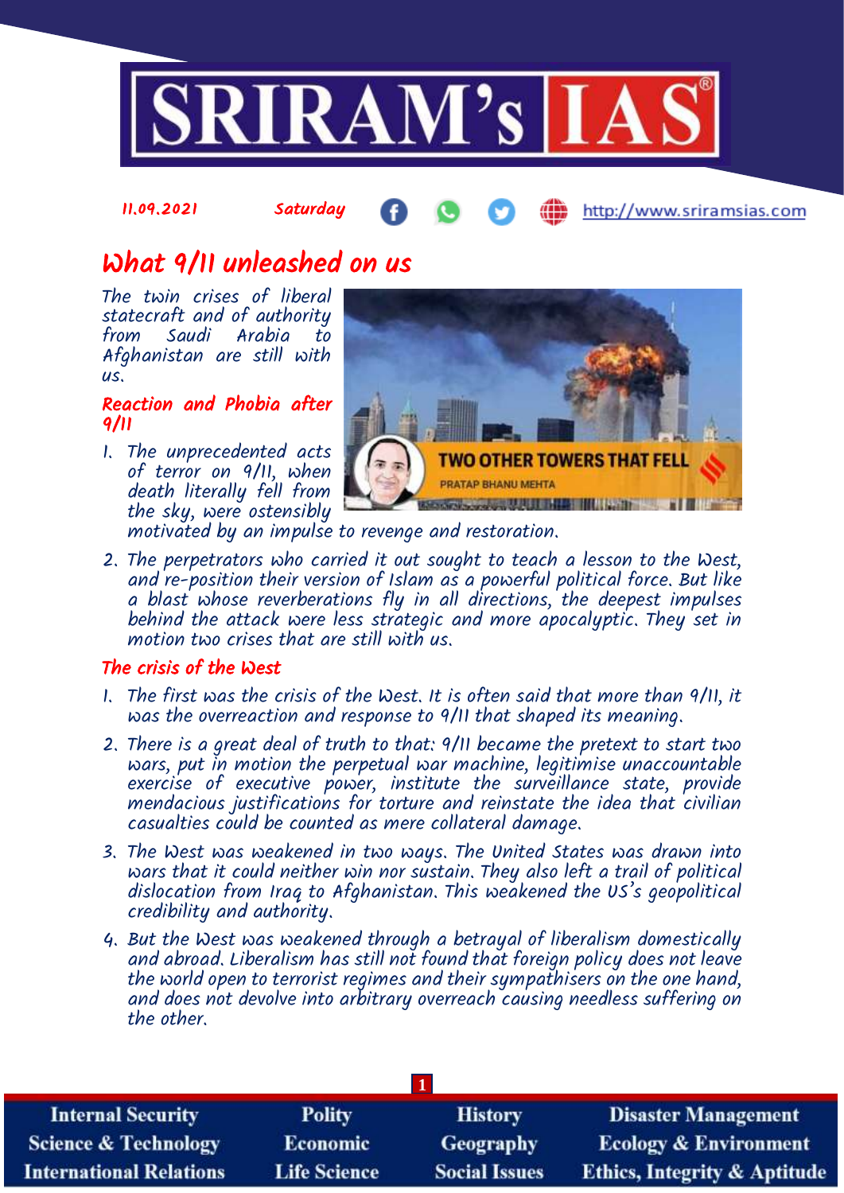11.09.2021 Saturday http://www.sriramsias.com

# What 9/11 unleashed on us

The twin crises of liberal statecraft and of authority from Saudi Arabia to Afghanistan are still with us.

## Reaction and Phobia after 9/11

1. The unprecedented acts of terror on 9/11, when death literally fell from the sky, were ostensibly motivated by an impulse to revenge and restoration.
2. The perpetrators who carried it out sought to teach a lesson to the West, and re-position their version of Islam as a powerful political force. But like a blast whose reverberations fly in all directions, the deepest impulses behind the attack were less strategic and more apocalyptic. They set in motion two crises that are still with us.

## The crisis of the West

1. The first was the crisis of the West. It is often said that more than 9/11, it was the overreaction and response to 9/11 that shaped its meaning.
2. There is a great deal of truth to that: 9/11 became the pretext to start two wars, put in motion the perpetual war machine, legitimise unaccountable exercise of executive power, institute the surveillance state, provide mendacious justifications for torture and reinstate the idea that civilian casualties could be counted as mere collateral damage.
3. The West was weakened in two ways. The United States was drawn into wars that it could neither win nor sustain. They also left a trail of political dislocation from Iraq to Afghanistan. This weakened the US's geopolitical credibility and authority.
4. But the West was weakened through a betrayal of liberalism domestically and abroad. Liberalism has still not found that foreign policy does not leave the world open to terrorist regimes and their sympathisers on the one hand, and does not devolve into arbitrary overreach causing needless suffering on the other.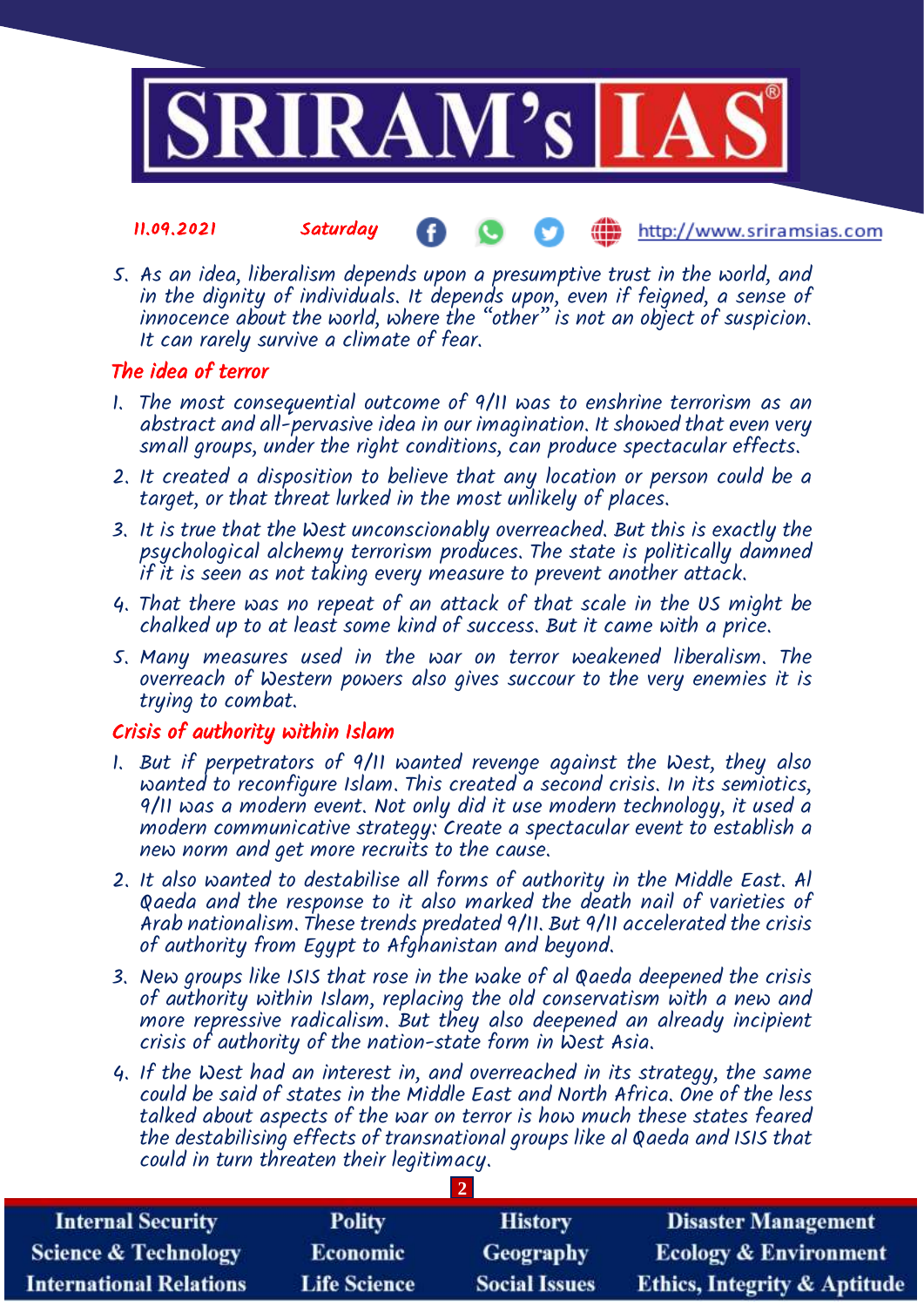5. As an idea, liberalism depends upon a presumptive trust in the world, and in the dignity of individuals. It depends upon, even if feigned, a sense of innocence about the world, where the "other" is not an object of suspicion. It can rarely survive a climate of fear.

## The idea of terror

1. The most consequential outcome of 9/11 was to enshrine terrorism as an abstract and all-pervasive idea in our imagination. It showed that even very small groups, under the right conditions, can produce spectacular effects.
2. It created a disposition to believe that any location or person could be a target, or that threat lurked in the most unlikely of places.
3. It is true that the West unconscionably overreached. But this is exactly the psychological alchemy terrorism produces. The state is politically damned if it is seen as not taking every measure to prevent another attack.
4. That there was no repeat of an attack of that scale in the US might be chalked up to at least some kind of success. But it came with a price.
5. Many measures used in the war on terror weakened liberalism. The overreach of Western powers also gives succour to the very enemies it is trying to combat.

## Crisis of authority within Islam

1. But if perpetrators of 9/11 wanted revenge against the West, they also wanted to reconfigure Islam. This created a second crisis. In its semiotics, 9/11 was a modern event. Not only did it use modern technology, it used a modern communicative strategy: Create a spectacular event to establish a new norm and get more recruits to the cause.
2. It also wanted to destabilise all forms of authority in the Middle East. Al Qaeda and the response to it also marked the death nail of varieties of Arab nationalism. These trends predated 9/11. But 9/11 accelerated the crisis of authority from Egypt to Afghanistan and beyond.
3. New groups like ISIS that rose in the wake of al Qaeda deepened the crisis of authority within Islam, replacing the old conservatism with a new and more repressive radicalism. But they also deepened an already incipient crisis of authority of the nation-state form in West Asia.
4. If the West had an interest in, and overreached in its strategy, the same could be said of states in the Middle East and North Africa. One of the less talked about aspects of the war on terror is how much these states feared the destabilising effects of transnational groups like al Qaeda and ISIS that could in turn threaten their legitimacy.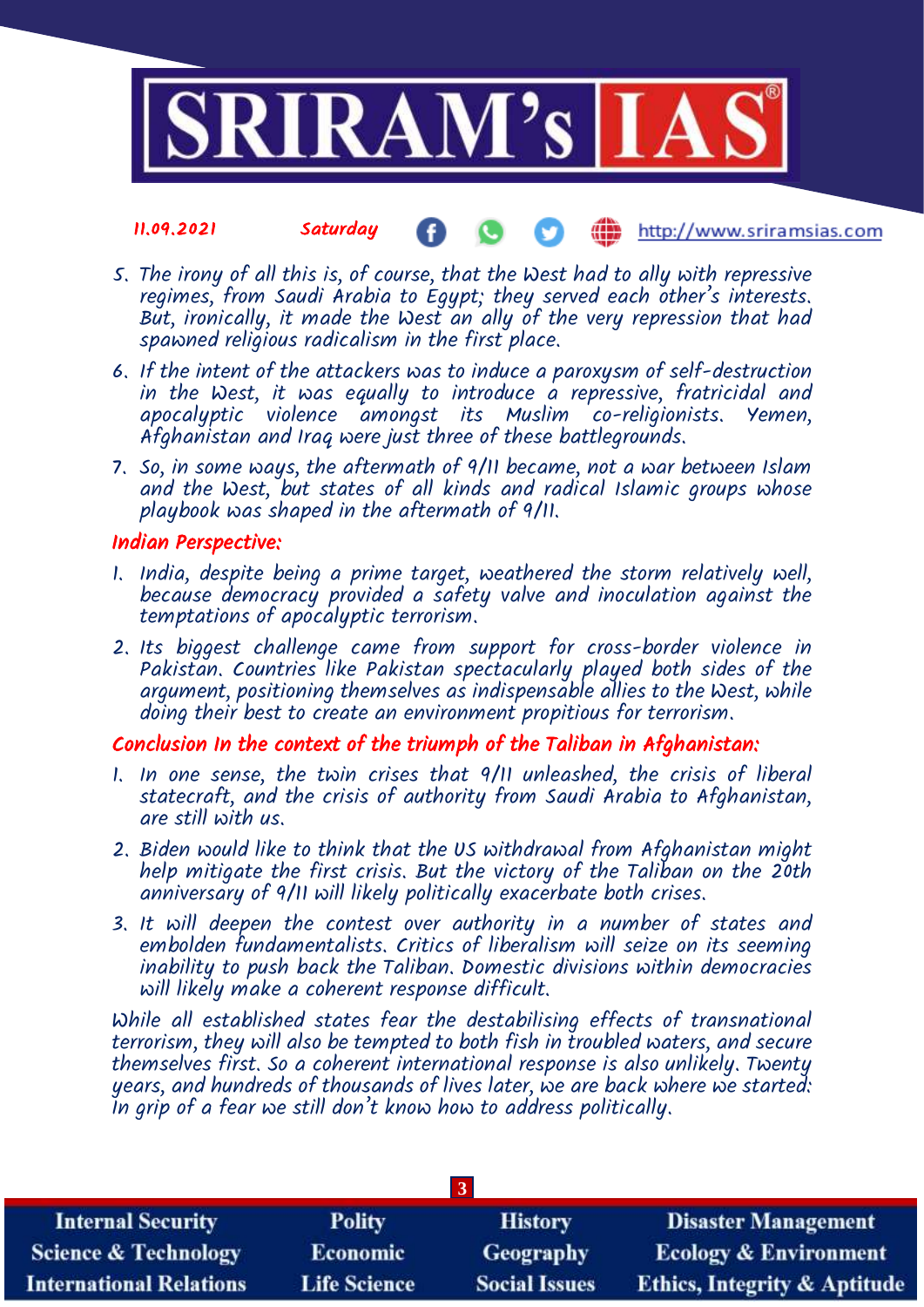5. The irony of all this is, of course, that the West had to ally with repressive regimes, from Saudi Arabia to Egypt; they served each other's interests. But, ironically, it made the West an ally of the very repression that had spawned religious radicalism in the first place.
6. If the intent of the attackers was to induce a paroxysm of self-destruction in the West, it was equally to introduce a repressive, fratricidal and apocalyptic violence amongst its Muslim co-religionists. Yemen, Afghanistan and Iraq were just three of these battlegrounds.
7. So, in some ways, the aftermath of 9/11 became, not a war between Islam and the West, but states of all kinds and radical Islamic groups whose playbook was shaped in the aftermath of 9/11.

### Indian Perspective:

1. India, despite being a prime target, weathered the storm relatively well, because democracy provided a safety valve and inoculation against the temptations of apocalyptic terrorism.
2. Its biggest challenge came from support for cross-border violence in Pakistan. Countries like Pakistan spectacularly played both sides of the argument, positioning themselves as indispensable allies to the West, while doing their best to create an environment propitious for terrorism.

### Conclusion In the context of the triumph of the Taliban in Afghanistan:

1. In one sense, the twin crises that 9/11 unleashed, the crisis of liberal statecraft, and the crisis of authority from Saudi Arabia to Afghanistan, are still with us.
2. Biden would like to think that the US withdrawal from Afghanistan might help mitigate the first crisis. But the victory of the Taliban on the 20th anniversary of 9/11 will likely politically exacerbate both crises.
3. It will deepen the contest over authority in a number of states and embolden fundamentalists. Critics of liberalism will seize on its seeming inability to push back the Taliban. Domestic divisions within democracies will likely make a coherent response difficult.

While all established states fear the destabilising effects of transnational terrorism, they will also be tempted to both fish in troubled waters, and secure themselves first. So a coherent international response is also unlikely. Twenty years, and hundreds of thousands of lives later, we are back where we started: In grip of a fear we still don't know how to address politically.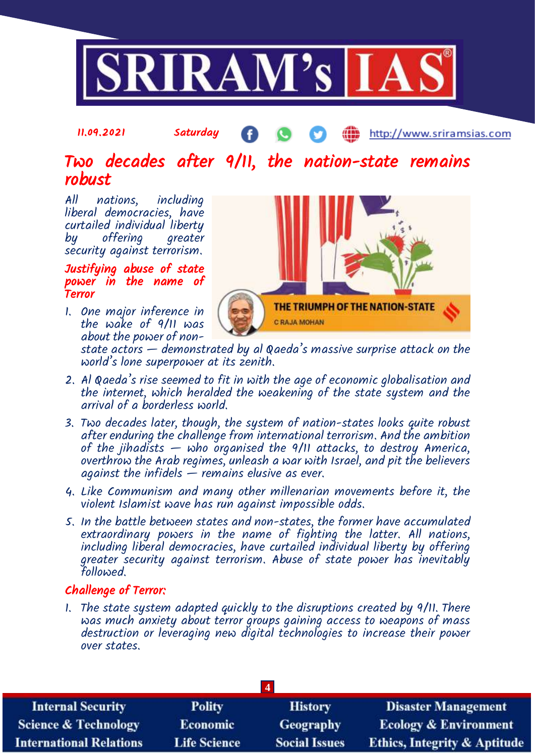11.09.2021 Saturday http://www.sriramsias.com

# Two decades after 9/11, the nation-state remains robust

*All nations, including liberal democracies, have curtailed individual liberty by offering greater security against terrorism.*

THE TRIUMPH OF THE NATION-STATE

C RAJA MOHAN

## Justifying abuse of state power in the name of Terror

1. One major inference in the wake of 9/11 was about the power of non-state actors — demonstrated by al Qaeda's massive surprise attack on the world's lone superpower at its zenith.
2. Al Qaeda's rise seemed to fit in with the age of economic globalisation and the internet, which heralded the weakening of the state system and the arrival of a borderless world.
3. Two decades later, though, the system of nation-states looks quite robust after enduring the challenge from international terrorism. And the ambition of the jihadists — who organised the 9/11 attacks, to destroy America, overthrow the Arab regimes, unleash a war with Israel, and pit the believers against the infidels — remains elusive as ever.
4. Like Communism and many other millenarian movements before it, the violent Islamist wave has run against impossible odds.
5. In the battle between states and non-states, the former have accumulated extraordinary powers in the name of fighting the latter. All nations, including liberal democracies, have curtailed individual liberty by offering greater security against terrorism. Abuse of state power has inevitably followed.

## Challenge of Terror:

1. The state system adapted quickly to the disruptions created by 9/11. There was much anxiety about terror groups gaining access to weapons of mass destruction or leveraging new digital technologies to increase their power over states.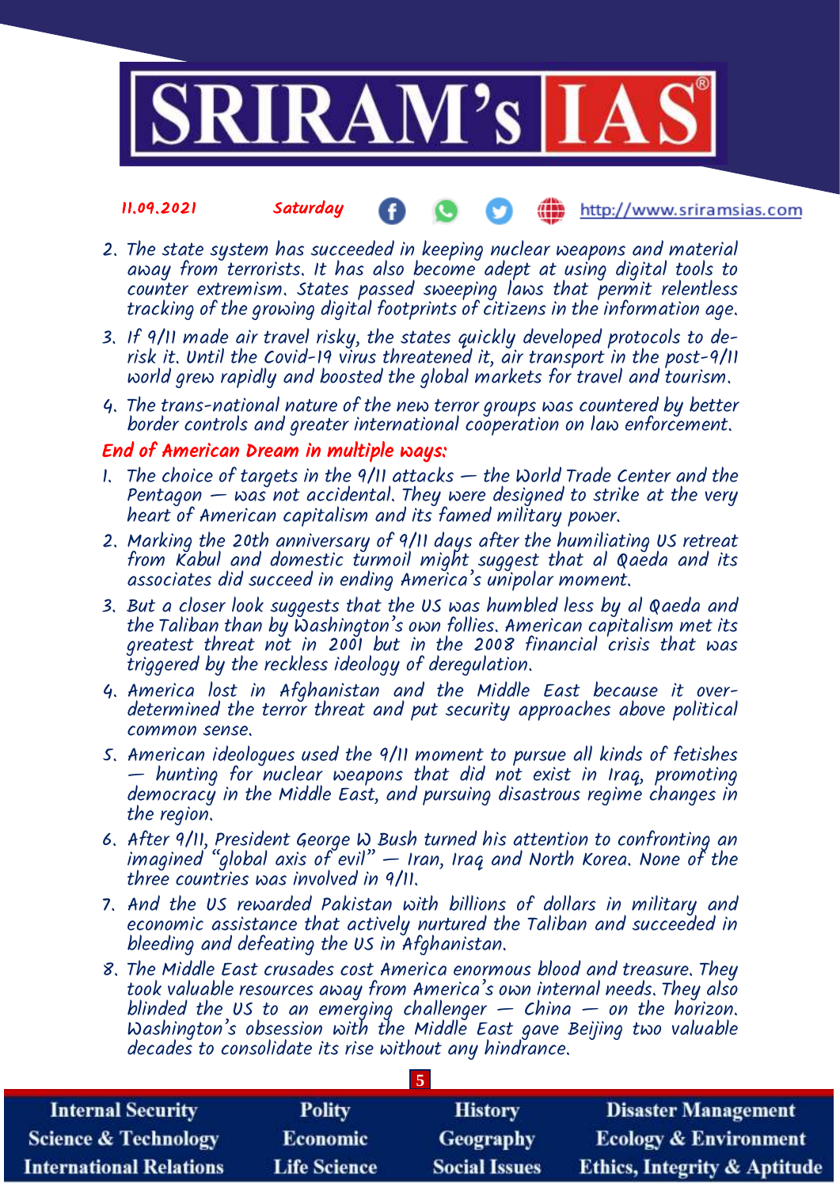2. The state system has succeeded in keeping nuclear weapons and material away from terrorists. It has also become adept at using digital tools to counter extremism. States passed sweeping laws that permit relentless tracking of the growing digital footprints of citizens in the information age.
3. If 9/11 made air travel risky, the states quickly developed protocols to de-risk it. Until the Covid-19 virus threatened it, air transport in the post-9/11 world grew rapidly and boosted the global markets for travel and tourism.
4. The trans-national nature of the new terror groups was countered by better border controls and greater international cooperation on law enforcement.

## End of American Dream in multiple ways:

1. The choice of targets in the 9/11 attacks — the World Trade Center and the Pentagon — was not accidental. They were designed to strike at the very heart of American capitalism and its famed military power.
2. Marking the 20th anniversary of 9/11 days after the humiliating US retreat from Kabul and domestic turmoil might suggest that al Qaeda and its associates did succeed in ending America's unipolar moment.
3. But a closer look suggests that the US was humbled less by al Qaeda and the Taliban than by Washington's own follies. American capitalism met its greatest threat not in 2001 but in the 2008 financial crisis that was triggered by the reckless ideology of deregulation.
4. America lost in Afghanistan and the Middle East because it over-determined the terror threat and put security approaches above political common sense.
5. American ideologues used the 9/11 moment to pursue all kinds of fetishes — hunting for nuclear weapons that did not exist in Iraq, promoting democracy in the Middle East, and pursuing disastrous regime changes in the region.
6. After 9/11, President George W Bush turned his attention to confronting an imagined "global axis of evil" — Iran, Iraq and North Korea. None of the three countries was involved in 9/11.
7. And the US rewarded Pakistan with billions of dollars in military and economic assistance that actively nurtured the Taliban and succeeded in bleeding and defeating the US in Afghanistan.
8. The Middle East crusades cost America enormous blood and treasure. They took valuable resources away from America's own internal needs. They also blinded the US to an emerging challenger — China — on the horizon. Washington's obsession with the Middle East gave Beijing two valuable decades to consolidate its rise without any hindrance.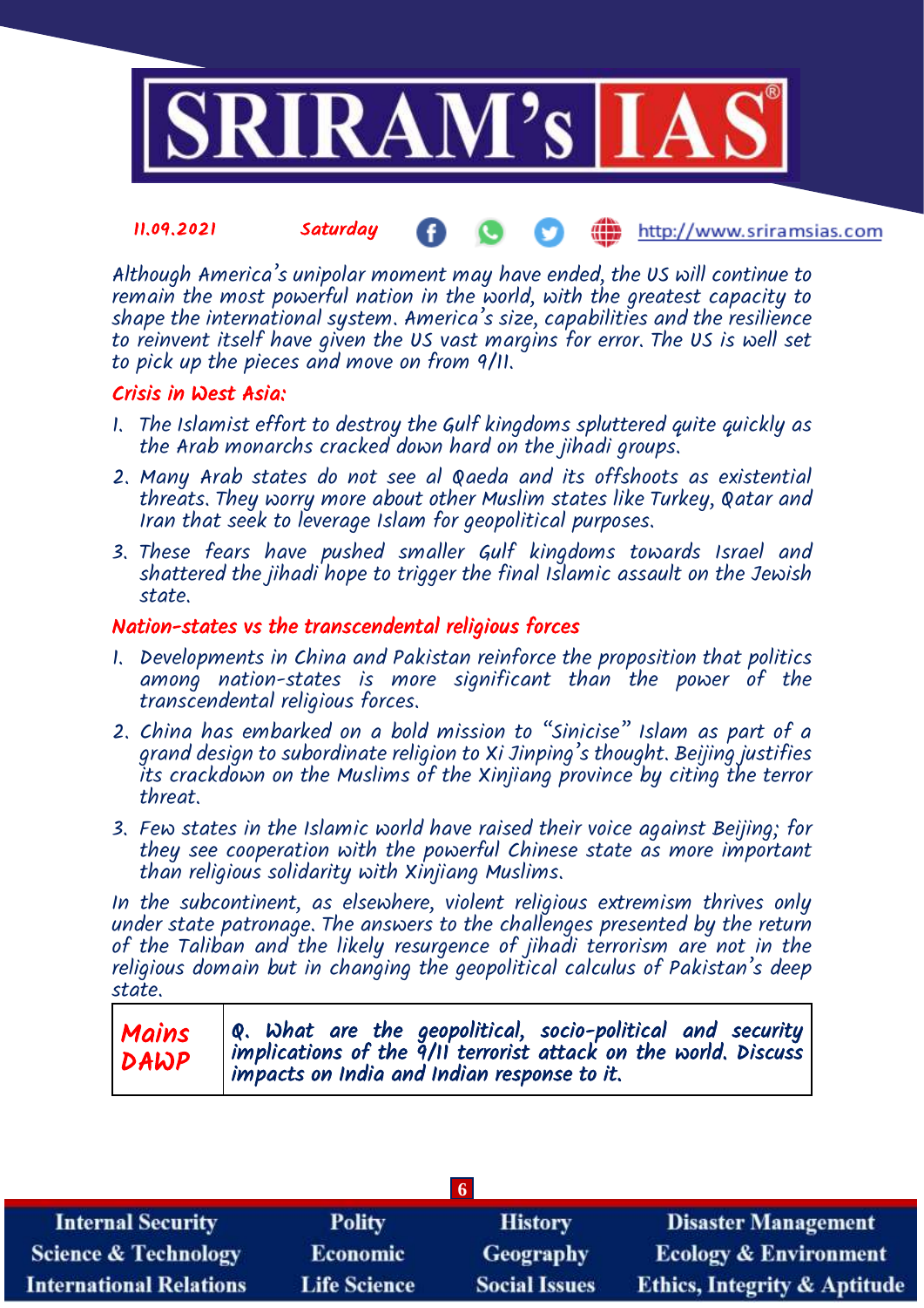Although America's unipolar moment may have ended, the US will continue to remain the most powerful nation in the world, with the greatest capacity to shape the international system. America's size, capabilities and the resilience to reinvent itself have given the US vast margins for error. The US is well set to pick up the pieces and move on from 9/11.

### Crisis in West Asia:

1. The Islamist effort to destroy the Gulf kingdoms spluttered quite quickly as the Arab monarchs cracked down hard on the jihadi groups.
2. Many Arab states do not see al Qaeda and its offshoots as existential threats. They worry more about other Muslim states like Turkey, Qatar and Iran that seek to leverage Islam for geopolitical purposes.
3. These fears have pushed smaller Gulf kingdoms towards Israel and shattered the jihadi hope to trigger the final Islamic assault on the Jewish state.

### Nation-states vs the transcendental religious forces

1. Developments in China and Pakistan reinforce the proposition that politics among nation-states is more significant than the power of the transcendental religious forces.
2. China has embarked on a bold mission to "Sinicise" Islam as part of a grand design to subordinate religion to Xi Jinping's thought. Beijing justifies its crackdown on the Muslims of the Xinjiang province by citing the terror threat.
3. Few states in the Islamic world have raised their voice against Beijing; for they see cooperation with the powerful Chinese state as more important than religious solidarity with Xinjiang Muslims.

In the subcontinent, as elsewhere, violent religious extremism thrives only under state patronage. The answers to the challenges presented by the return of the Taliban and the likely resurgence of jihadi terrorism are not in the religious domain but in changing the geopolitical calculus of Pakistan's deep state.

| | |
|---|---|
| **Mains DAWP** | **Q. What are the geopolitical, socio-political and security implications of the 9/11 terrorist attack on the world. Discuss impacts on India and Indian response to it.** |